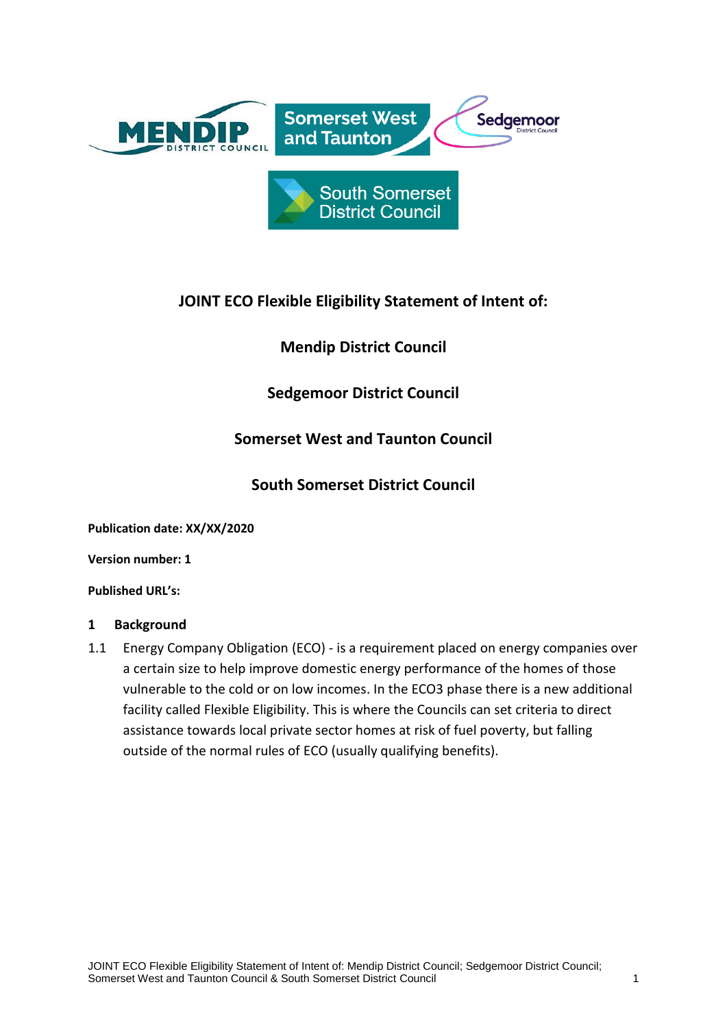# JOINT ECO Flexible Eligibility Statement of Intent of:

## Mendip District Council

## Sedgemoor District Council

## Somerset West and Taunton Council

## South Somerset District Council

**Publication date: XX/XX/2020**

**Version number: 1**

**Published URL's:**

## 1 Background

1.1 Energy Company Obligation (ECO) - is a requirement placed on energy companies over a certain size to help improve domestic energy performance of the homes of those vulnerable to the cold or on low incomes. In the ECO3 phase there is a new additional facility called Flexible Eligibility. This is where the Councils can set criteria to direct assistance towards local private sector homes at risk of fuel poverty, but falling outside of the normal rules of ECO (usually qualifying benefits).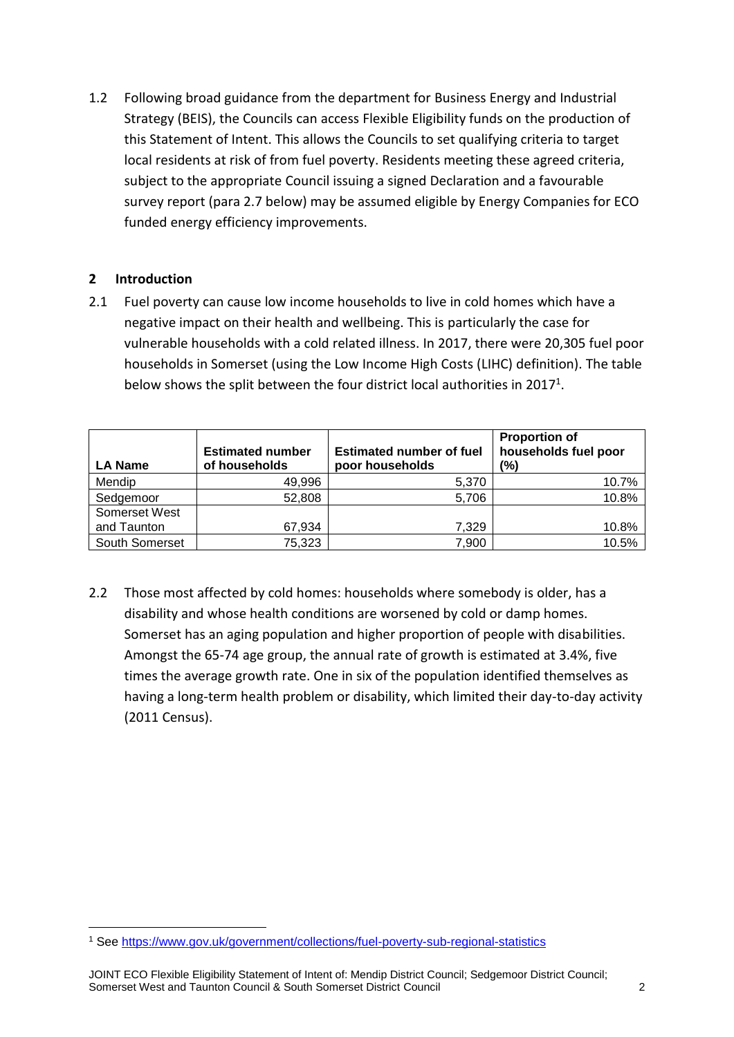1.2 Following broad guidance from the department for Business Energy and Industrial Strategy (BEIS), the Councils can access Flexible Eligibility funds on the production of this Statement of Intent. This allows the Councils to set qualifying criteria to target local residents at risk of from fuel poverty. Residents meeting these agreed criteria, subject to the appropriate Council issuing a signed Declaration and a favourable survey report (para 2.7 below) may be assumed eligible by Energy Companies for ECO funded energy efficiency improvements.

## 2 Introduction

2.1 Fuel poverty can cause low income households to live in cold homes which have a negative impact on their health and wellbeing. This is particularly the case for vulnerable households with a cold related illness. In 2017, there were 20,305 fuel poor households in Somerset (using the Low Income High Costs (LIHC) definition). The table below shows the split between the four district local authorities in 2017[1].

| LA Name | Estimated number of households | Estimated number of fuel poor households | Proportion of households fuel poor (%) |
|---|---|---|---|
| Mendip | 49,996 | 5,370 | 10.7% |
| Sedgemoor | 52,808 | 5,706 | 10.8% |
| Somerset West and Taunton | 67,934 | 7,329 | 10.8% |
| South Somerset | 75,323 | 7,900 | 10.5% |

2.2 Those most affected by cold homes: households where somebody is older, has a disability and whose health conditions are worsened by cold or damp homes. Somerset has an aging population and higher proportion of people with disabilities. Amongst the 65-74 age group, the annual rate of growth is estimated at 3.4%, five times the average growth rate. One in six of the population identified themselves as having a long-term health problem or disability, which limited their day-to-day activity (2011 Census).

[1] See https://www.gov.uk/government/collections/fuel-poverty-sub-regional-statistics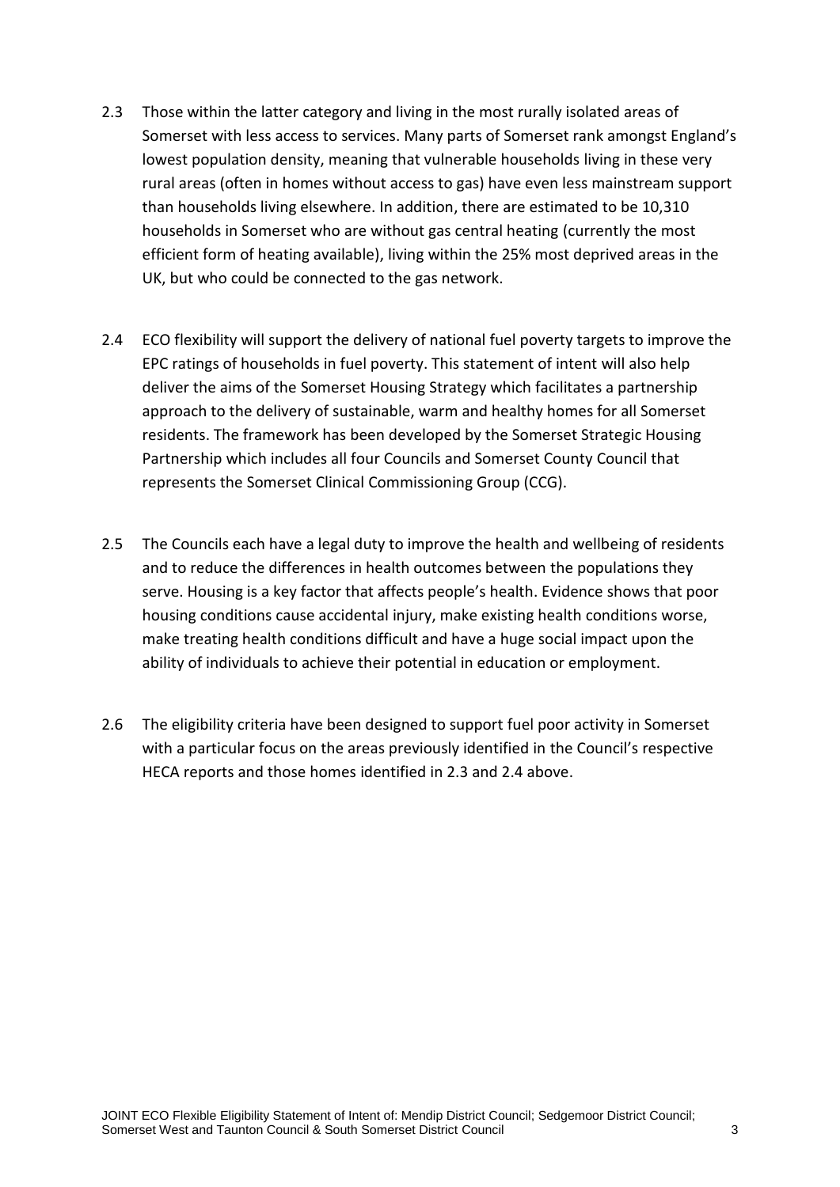2.3 Those within the latter category and living in the most rurally isolated areas of Somerset with less access to services. Many parts of Somerset rank amongst England's lowest population density, meaning that vulnerable households living in these very rural areas (often in homes without access to gas) have even less mainstream support than households living elsewhere. In addition, there are estimated to be 10,310 households in Somerset who are without gas central heating (currently the most efficient form of heating available), living within the 25% most deprived areas in the UK, but who could be connected to the gas network.

2.4 ECO flexibility will support the delivery of national fuel poverty targets to improve the EPC ratings of households in fuel poverty. This statement of intent will also help deliver the aims of the Somerset Housing Strategy which facilitates a partnership approach to the delivery of sustainable, warm and healthy homes for all Somerset residents. The framework has been developed by the Somerset Strategic Housing Partnership which includes all four Councils and Somerset County Council that represents the Somerset Clinical Commissioning Group (CCG).

2.5 The Councils each have a legal duty to improve the health and wellbeing of residents and to reduce the differences in health outcomes between the populations they serve. Housing is a key factor that affects people's health. Evidence shows that poor housing conditions cause accidental injury, make existing health conditions worse, make treating health conditions difficult and have a huge social impact upon the ability of individuals to achieve their potential in education or employment.

2.6 The eligibility criteria have been designed to support fuel poor activity in Somerset with a particular focus on the areas previously identified in the Council's respective HECA reports and those homes identified in 2.3 and 2.4 above.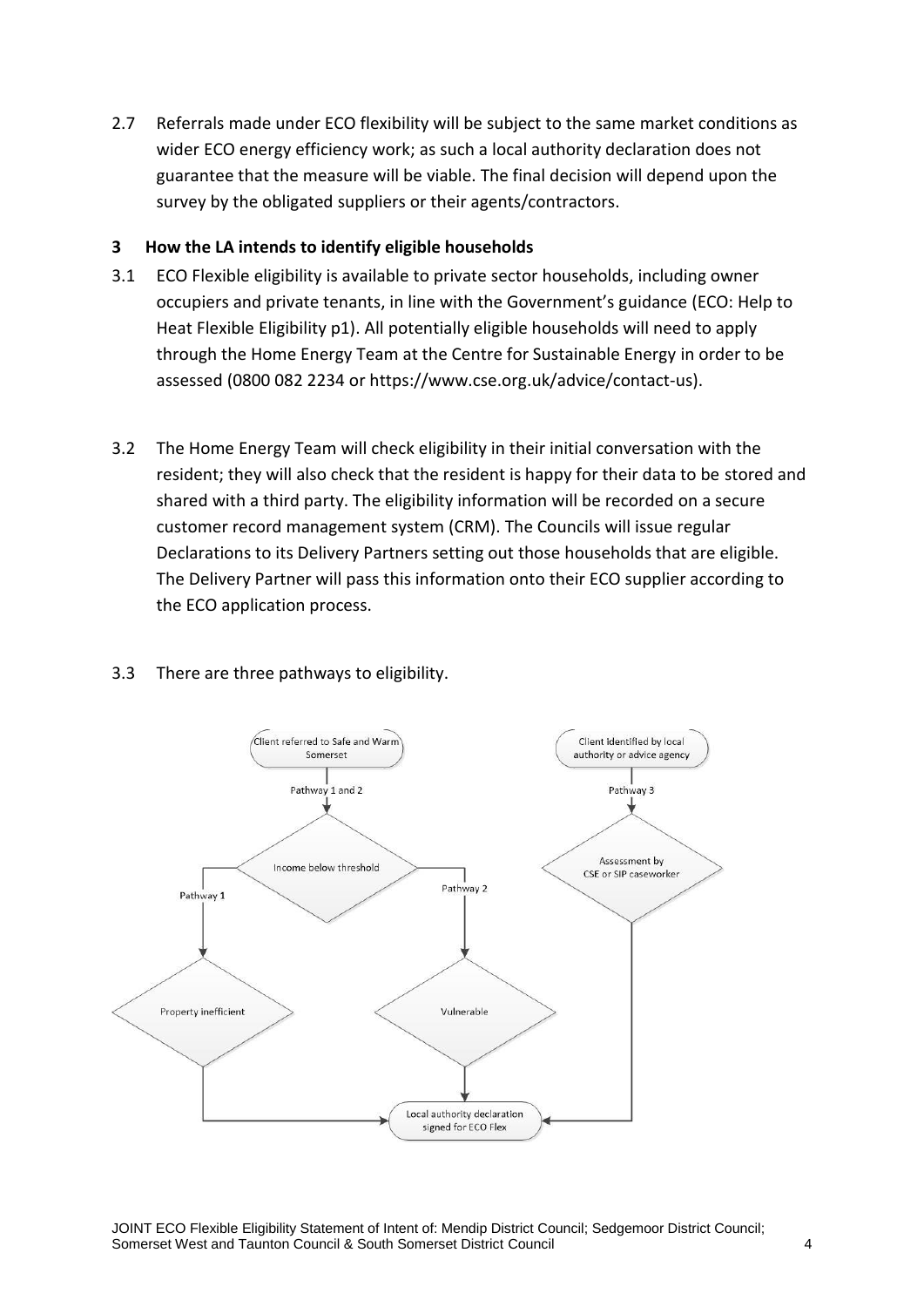2.7 Referrals made under ECO flexibility will be subject to the same market conditions as wider ECO energy efficiency work; as such a local authority declaration does not guarantee that the measure will be viable. The final decision will depend upon the survey by the obligated suppliers or their agents/contractors.

## 3 How the LA intends to identify eligible households

3.1 ECO Flexible eligibility is available to private sector households, including owner occupiers and private tenants, in line with the Government's guidance (ECO: Help to Heat Flexible Eligibility p1). All potentially eligible households will need to apply through the Home Energy Team at the Centre for Sustainable Energy in order to be assessed (0800 082 2234 or https://www.cse.org.uk/advice/contact-us).

3.2 The Home Energy Team will check eligibility in their initial conversation with the resident; they will also check that the resident is happy for their data to be stored and shared with a third party. The eligibility information will be recorded on a secure customer record management system (CRM). The Councils will issue regular Declarations to its Delivery Partners setting out those households that are eligible. The Delivery Partner will pass this information onto their ECO supplier according to the ECO application process.

3.3 There are three pathways to eligibility.

Client referred to Safe and Warm Somerset

Pathway 1 and 2

Income below threshold

Pathway 1

Property inefficient

Pathway 2

Vulnerable

Client identified by local authority or advice agency

Pathway 3

Assessment by CSE or SIP caseworker

Local authority declaration signed for ECO Flex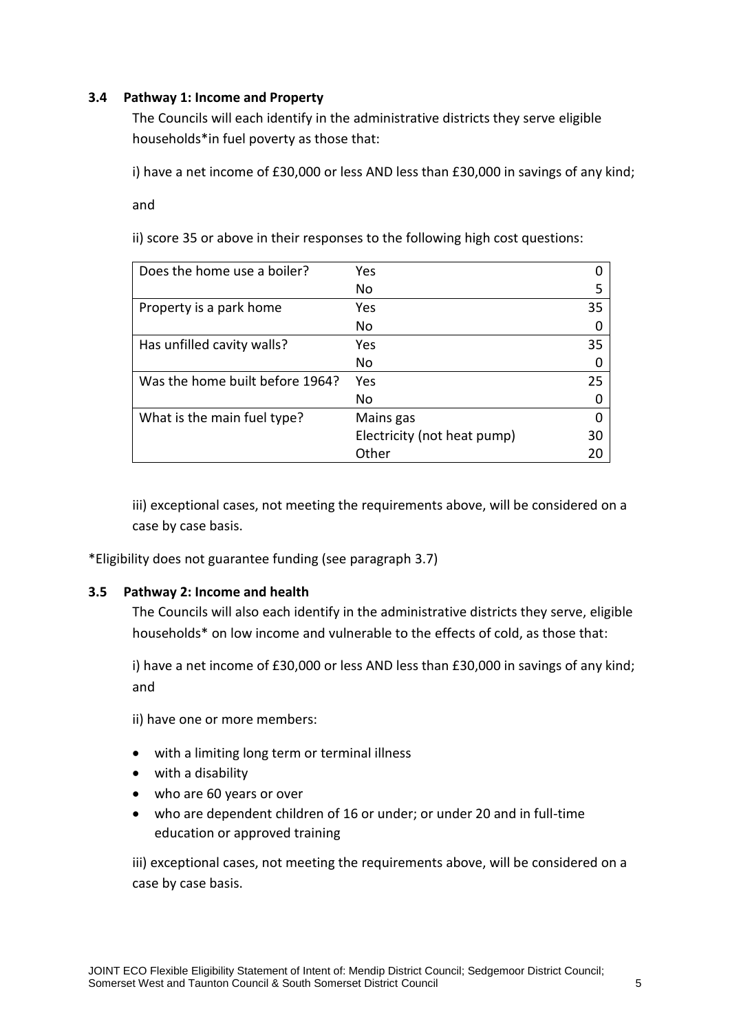### 3.4 Pathway 1: Income and Property

The Councils will each identify in the administrative districts they serve eligible households*in fuel poverty as those that:

i) have a net income of £30,000 or less AND less than £30,000 in savings of any kind;

and

ii) score 35 or above in their responses to the following high cost questions:

| Question | Response | Score |
|---|---|---|
| Does the home use a boiler? | Yes | 0 |
| | No | 5 |
| Property is a park home | Yes | 35 |
| | No | 0 |
| Has unfilled cavity walls? | Yes | 35 |
| | No | 0 |
| Was the home built before 1964? | Yes | 25 |
| | No | 0 |
| What is the main fuel type? | Mains gas | 0 |
| | Electricity (not heat pump) | 30 |
| | Other | 20 |

iii) exceptional cases, not meeting the requirements above, will be considered on a case by case basis.

*Eligibility does not guarantee funding (see paragraph 3.7)

### 3.5 Pathway 2: Income and health

The Councils will also each identify in the administrative districts they serve, eligible households* on low income and vulnerable to the effects of cold, as those that:

i) have a net income of £30,000 or less AND less than £30,000 in savings of any kind; and

ii) have one or more members:

- with a limiting long term or terminal illness
- with a disability
- who are 60 years or over
- who are dependent children of 16 or under; or under 20 and in full-time education or approved training

iii) exceptional cases, not meeting the requirements above, will be considered on a case by case basis.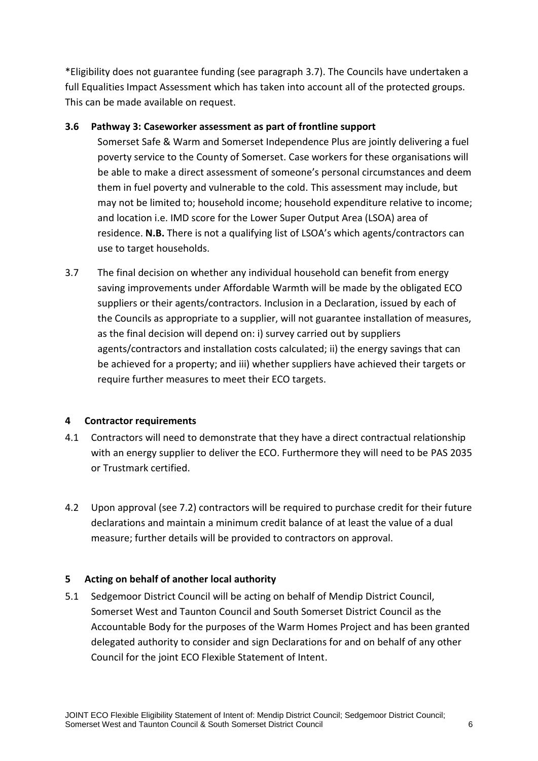*Eligibility does not guarantee funding (see paragraph 3.7). The Councils have undertaken a full Equalities Impact Assessment which has taken into account all of the protected groups. This can be made available on request.

**3.6 Pathway 3: Caseworker assessment as part of frontline support**

Somerset Safe & Warm and Somerset Independence Plus are jointly delivering a fuel poverty service to the County of Somerset. Case workers for these organisations will be able to make a direct assessment of someone's personal circumstances and deem them in fuel poverty and vulnerable to the cold. This assessment may include, but may not be limited to; household income; household expenditure relative to income; and location i.e. IMD score for the Lower Super Output Area (LSOA) area of residence. **N.B.** There is not a qualifying list of LSOA's which agents/contractors can use to target households.

3.7 The final decision on whether any individual household can benefit from energy saving improvements under Affordable Warmth will be made by the obligated ECO suppliers or their agents/contractors. Inclusion in a Declaration, issued by each of the Councils as appropriate to a supplier, will not guarantee installation of measures, as the final decision will depend on: i) survey carried out by suppliers agents/contractors and installation costs calculated; ii) the energy savings that can be achieved for a property; and iii) whether suppliers have achieved their targets or require further measures to meet their ECO targets.

## 4 Contractor requirements

4.1 Contractors will need to demonstrate that they have a direct contractual relationship with an energy supplier to deliver the ECO. Furthermore they will need to be PAS 2035 or Trustmark certified.

4.2 Upon approval (see 7.2) contractors will be required to purchase credit for their future declarations and maintain a minimum credit balance of at least the value of a dual measure; further details will be provided to contractors on approval.

## 5 Acting on behalf of another local authority

5.1 Sedgemoor District Council will be acting on behalf of Mendip District Council, Somerset West and Taunton Council and South Somerset District Council as the Accountable Body for the purposes of the Warm Homes Project and has been granted delegated authority to consider and sign Declarations for and on behalf of any other Council for the joint ECO Flexible Statement of Intent.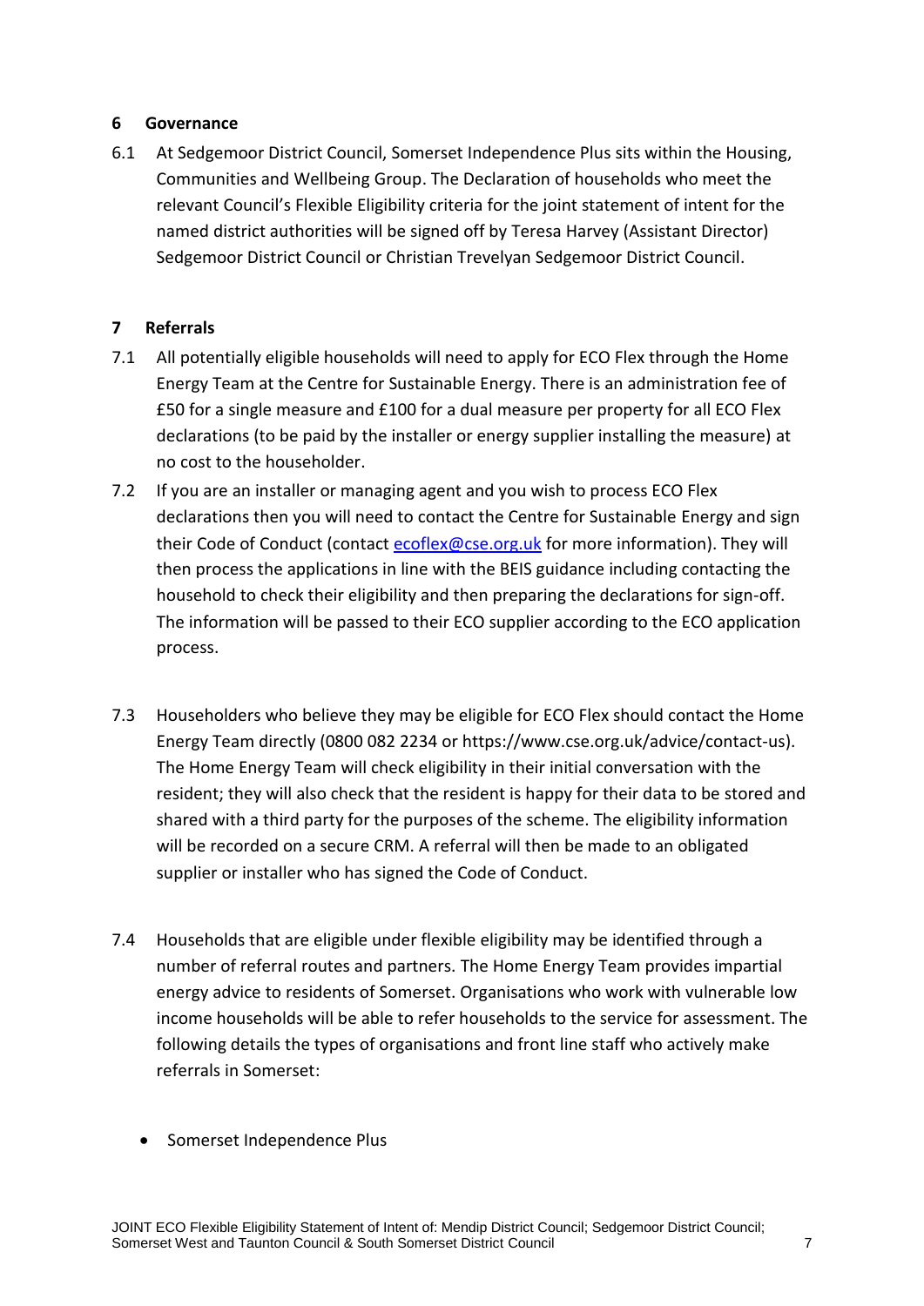## 6 Governance

6.1 At Sedgemoor District Council, Somerset Independence Plus sits within the Housing, Communities and Wellbeing Group. The Declaration of households who meet the relevant Council's Flexible Eligibility criteria for the joint statement of intent for the named district authorities will be signed off by Teresa Harvey (Assistant Director) Sedgemoor District Council or Christian Trevelyan Sedgemoor District Council.

## 7 Referrals

7.1 All potentially eligible households will need to apply for ECO Flex through the Home Energy Team at the Centre for Sustainable Energy. There is an administration fee of £50 for a single measure and £100 for a dual measure per property for all ECO Flex declarations (to be paid by the installer or energy supplier installing the measure) at no cost to the householder.

7.2 If you are an installer or managing agent and you wish to process ECO Flex declarations then you will need to contact the Centre for Sustainable Energy and sign their Code of Conduct (contact ecoflex@cse.org.uk for more information). They will then process the applications in line with the BEIS guidance including contacting the household to check their eligibility and then preparing the declarations for sign-off. The information will be passed to their ECO supplier according to the ECO application process.

7.3 Householders who believe they may be eligible for ECO Flex should contact the Home Energy Team directly (0800 082 2234 or https://www.cse.org.uk/advice/contact-us). The Home Energy Team will check eligibility in their initial conversation with the resident; they will also check that the resident is happy for their data to be stored and shared with a third party for the purposes of the scheme. The eligibility information will be recorded on a secure CRM. A referral will then be made to an obligated supplier or installer who has signed the Code of Conduct.

7.4 Households that are eligible under flexible eligibility may be identified through a number of referral routes and partners. The Home Energy Team provides impartial energy advice to residents of Somerset. Organisations who work with vulnerable low income households will be able to refer households to the service for assessment. The following details the types of organisations and front line staff who actively make referrals in Somerset:

- Somerset Independence Plus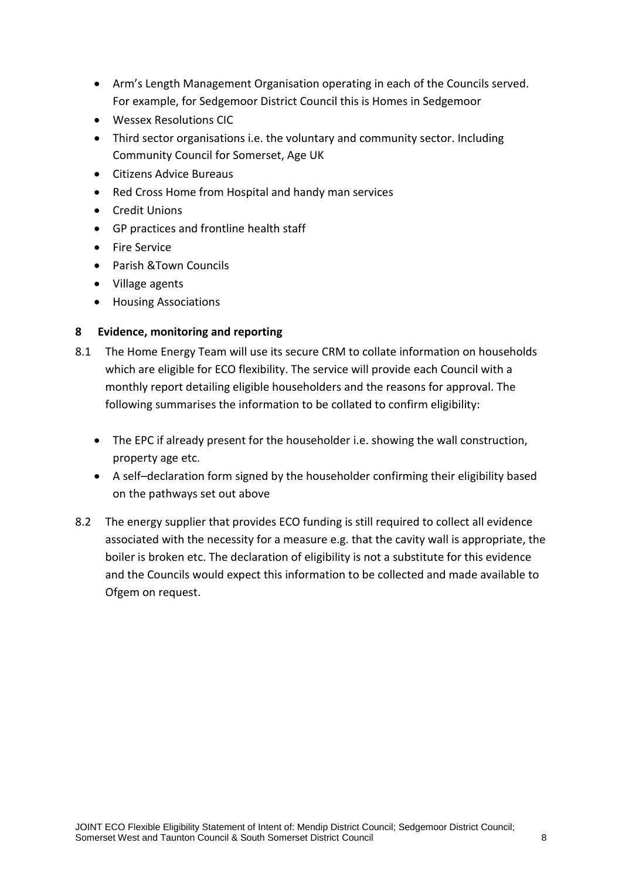- Arm's Length Management Organisation operating in each of the Councils served. For example, for Sedgemoor District Council this is Homes in Sedgemoor
- Wessex Resolutions CIC
- Third sector organisations i.e. the voluntary and community sector. Including Community Council for Somerset, Age UK
- Citizens Advice Bureaus
- Red Cross Home from Hospital and handy man services
- Credit Unions
- GP practices and frontline health staff
- Fire Service
- Parish &Town Councils
- Village agents
- Housing Associations

## 8 Evidence, monitoring and reporting

8.1 The Home Energy Team will use its secure CRM to collate information on households which are eligible for ECO flexibility. The service will provide each Council with a monthly report detailing eligible householders and the reasons for approval. The following summarises the information to be collated to confirm eligibility:

- The EPC if already present for the householder i.e. showing the wall construction, property age etc.
- A self–declaration form signed by the householder confirming their eligibility based on the pathways set out above

8.2 The energy supplier that provides ECO funding is still required to collect all evidence associated with the necessity for a measure e.g. that the cavity wall is appropriate, the boiler is broken etc. The declaration of eligibility is not a substitute for this evidence and the Councils would expect this information to be collected and made available to Ofgem on request.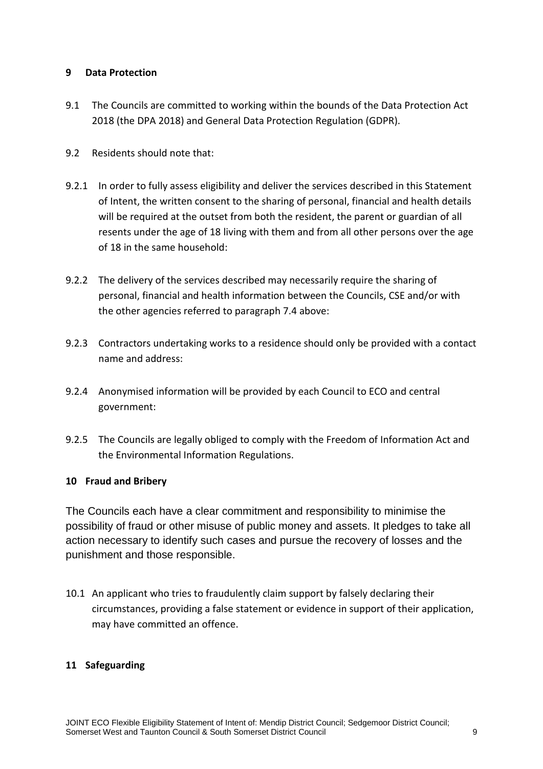## 9 Data Protection

9.1 The Councils are committed to working within the bounds of the Data Protection Act 2018 (the DPA 2018) and General Data Protection Regulation (GDPR).

9.2 Residents should note that:

9.2.1 In order to fully assess eligibility and deliver the services described in this Statement of Intent, the written consent to the sharing of personal, financial and health details will be required at the outset from both the resident, the parent or guardian of all resents under the age of 18 living with them and from all other persons over the age of 18 in the same household:

9.2.2 The delivery of the services described may necessarily require the sharing of personal, financial and health information between the Councils, CSE and/or with the other agencies referred to paragraph 7.4 above:

9.2.3 Contractors undertaking works to a residence should only be provided with a contact name and address:

9.2.4 Anonymised information will be provided by each Council to ECO and central government:

9.2.5 The Councils are legally obliged to comply with the Freedom of Information Act and the Environmental Information Regulations.

## 10 Fraud and Bribery

The Councils each have a clear commitment and responsibility to minimise the possibility of fraud or other misuse of public money and assets. It pledges to take all action necessary to identify such cases and pursue the recovery of losses and the punishment and those responsible.

10.1 An applicant who tries to fraudulently claim support by falsely declaring their circumstances, providing a false statement or evidence in support of their application, may have committed an offence.

## 11 Safeguarding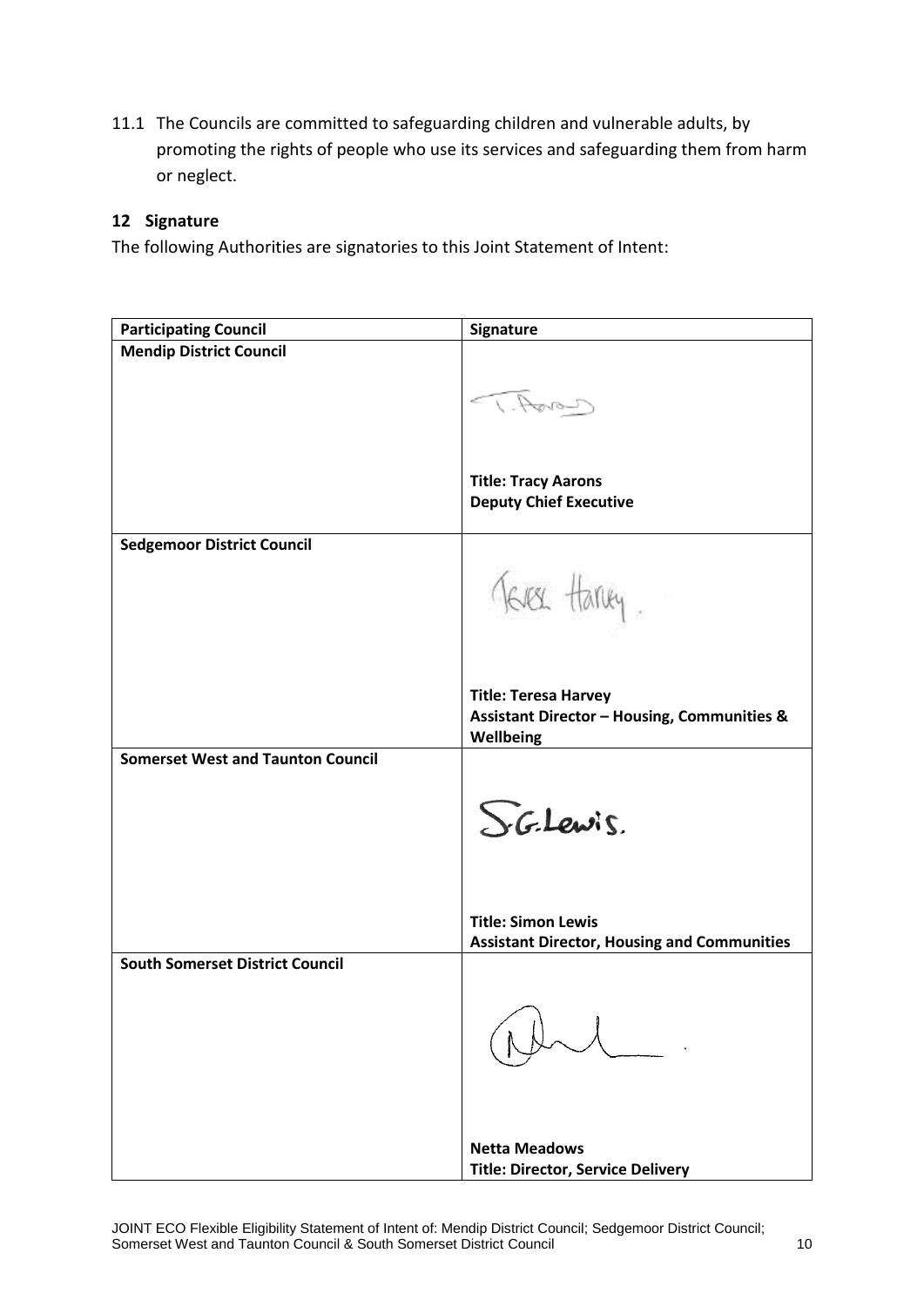11.1 The Councils are committed to safeguarding children and vulnerable adults, by promoting the rights of people who use its services and safeguarding them from harm or neglect.

## 12 Signature

The following Authorities are signatories to this Joint Statement of Intent:

| Participating Council | Signature |
|---|---|
| **Mendip District Council** | T. Aarons<br><br>**Title: Tracy Aarons**<br>**Deputy Chief Executive** |
| **Sedgemoor District Council** | Teresa Harvey.<br><br>**Title: Teresa Harvey**<br>**Assistant Director – Housing, Communities & Wellbeing** |
| **Somerset West and Taunton Council** | S.G.Lewis.<br><br>**Title: Simon Lewis**<br>**Assistant Director, Housing and Communities** |
| **South Somerset District Council** | **Netta Meadows**<br>**Title: Director, Service Delivery** |